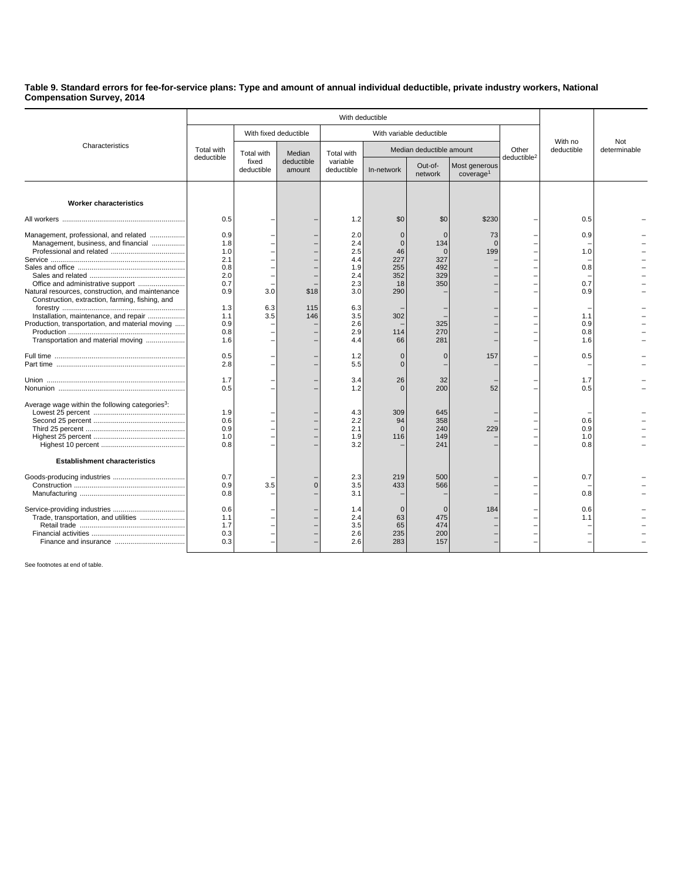**Table 9. Standard errors for fee-for-service plans: Type and amount of annual individual deductible, private industry workers, National Compensation Survey, 2014**

| Characteristics | With deductible | | | | | | | | With no deductible | Not determinable |
|---|---|---|---|---|---|---|---|---|---|---|
| | Total with deductible | With fixed deductible | | With variable deductible | | | | Other deductible[2] | | |
| | | Total with fixed deductible | Median deductible amount | Total with variable deductible | Median deductible amount | | | | | |
| | | | | | In-network | Out-of-network | Most generous coverage[1] | | | |
| **Worker characteristics** | | | | | | | | | | |
| All workers | 0.5 | – | – | 1.2 | $0 | $0 | $230 | – | 0.5 | – |
| Management, professional, and related | 0.9 | – | – | 2.0 | 0 | 0 | 73 | – | 0.9 | – |
| Management, business, and financial | 1.8 | – | – | 2.4 | 0 | 134 | 0 | – | – | – |
| Professional and related | 1.0 | – | – | 2.5 | 46 | 0 | 199 | – | 1.0 | – |
| Service | 2.1 | – | – | 4.4 | 227 | 327 | – | – | – | – |
| Sales and office | 0.8 | – | – | 1.9 | 255 | 492 | – | – | 0.8 | – |
| Sales and related | 2.0 | – | – | 2.4 | 352 | 329 | – | – | – | – |
| Office and administrative support | 0.7 | – | – | 2.3 | 18 | 350 | – | – | 0.7 | – |
| Natural resources, construction, and maintenance | 0.9 | 3.0 | $18 | 3.0 | 290 | – | – | – | 0.9 | – |
| Construction, extraction, farming, fishing, and forestry | 1.3 | 6.3 | 115 | 6.3 | – | – | – | – | – | – |
| Installation, maintenance, and repair | 1.1 | 3.5 | 146 | 3.5 | 302 | – | – | – | 1.1 | – |
| Production, transportation, and material moving | 0.9 | – | – | 2.6 | – | 325 | – | – | 0.9 | – |
| Production | 0.8 | – | – | 2.9 | 114 | 270 | – | – | 0.8 | – |
| Transportation and material moving | 1.6 | – | – | 4.4 | 66 | 281 | – | – | 1.6 | – |
| Full time | 0.5 | – | – | 1.2 | 0 | 0 | 157 | – | 0.5 | – |
| Part time | 2.8 | – | – | 5.5 | 0 | – | – | – | – | – |
| Union | 1.7 | – | – | 3.4 | 26 | 32 | – | – | 1.7 | – |
| Nonunion | 0.5 | – | – | 1.2 | 0 | 200 | 52 | – | 0.5 | – |
| Average wage within the following categories[3]: | | | | | | | | | | |
| Lowest 25 percent | 1.9 | – | – | 4.3 | 309 | 645 | – | – | – | – |
| Second 25 percent | 0.6 | – | – | 2.2 | 94 | 358 | – | – | 0.6 | – |
| Third 25 percent | 0.9 | – | – | 2.1 | 0 | 240 | 229 | – | 0.9 | – |
| Highest 25 percent | 1.0 | – | – | 1.9 | 116 | 149 | – | – | 1.0 | – |
| Highest 10 percent | 0.8 | – | – | 3.2 | – | 241 | – | – | 0.8 | – |
| **Establishment characteristics** | | | | | | | | | | |
| Goods-producing industries | 0.7 | – | – | 2.3 | 219 | 500 | – | – | 0.7 | – |
| Construction | 0.9 | 3.5 | 0 | 3.5 | 433 | 566 | – | – | – | – |
| Manufacturing | 0.8 | – | – | 3.1 | – | – | – | – | 0.8 | – |
| Service-providing industries | 0.6 | – | – | 1.4 | 0 | 0 | 184 | – | 0.6 | – |
| Trade, transportation, and utilities | 1.1 | – | – | 2.4 | 63 | 475 | – | – | 1.1 | – |
| Retail trade | 1.7 | – | – | 3.5 | 65 | 474 | – | – | – | – |
| Financial activities | 0.3 | – | – | 2.6 | 235 | 200 | – | – | – | – |
| Finance and insurance | 0.3 | – | – | 2.6 | 283 | 157 | – | – | – | – |

See footnotes at end of table.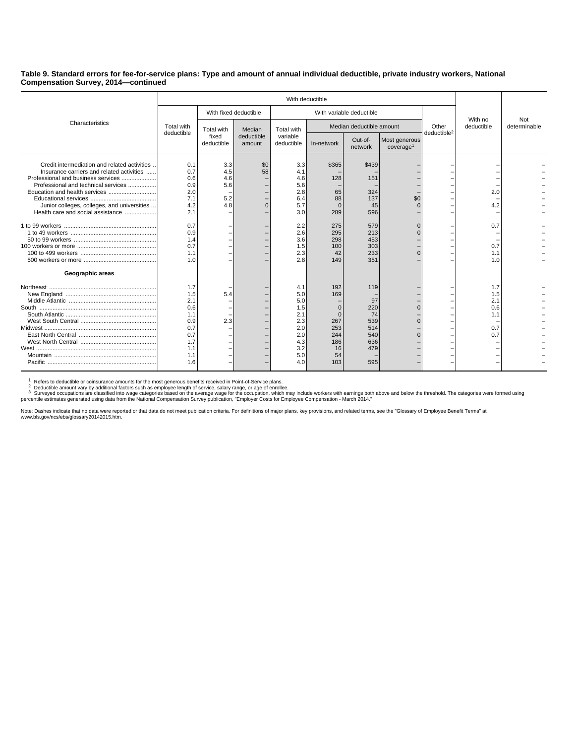**Table 9. Standard errors for fee-for-service plans: Type and amount of annual individual deductible, private industry workers, National Compensation Survey, 2014—continued**

| Characteristics | With deductible | | | | | | | | With no deductible | Not determinable |
|---|---|---|---|---|---|---|---|---|---|---|
| | Total with deductible | With fixed deductible | | With variable deductible | | | | Other deductible[2] | | |
| | | Total with fixed deductible | Median deductible amount | Total with variable deductible | Median deductible amount | | | | | |
| | | | | | In-network | Out-of-network | Most generous coverage[1] | | | |
| Credit intermediation and related activities | 0.1 | 3.3 | $0 | 3.3 | $365 | $439 | – | – | – | – |
| Insurance carriers and related activities | 0.7 | 4.5 | 58 | 4.1 | – | – | – | – | – | – |
| Professional and business services | 0.6 | 4.6 | – | 4.6 | 128 | 151 | – | – | – | – |
| Professional and technical services | 0.9 | 5.6 | – | 5.6 | – | – | – | – | – | – |
| Education and health services | 2.0 | – | – | 2.8 | 65 | 324 | – | – | 2.0 | – |
| Educational services | 7.1 | 5.2 | – | 6.4 | 88 | 137 | $0 | – | – | – |
| Junior colleges, colleges, and universities | 4.2 | 4.8 | 0 | 5.7 | 0 | 45 | 0 | – | 4.2 | – |
| Health care and social assistance | 2.1 | – | – | 3.0 | 289 | 596 | – | – | – | – |
| 1 to 99 workers | 0.7 | – | – | 2.2 | 275 | 579 | 0 | – | 0.7 | – |
| 1 to 49 workers | 0.9 | – | – | 2.6 | 295 | 213 | 0 | – | – | – |
| 50 to 99 workers | 1.4 | – | – | 3.6 | 298 | 453 | – | – | – | – |
| 100 workers or more | 0.7 | – | – | 1.5 | 100 | 303 | – | – | 0.7 | – |
| 100 to 499 workers | 1.1 | – | – | 2.3 | 42 | 233 | 0 | – | 1.1 | – |
| 500 workers or more | 1.0 | – | – | 2.8 | 149 | 351 | – | – | 1.0 | – |
| **Geographic areas** | | | | | | | | | | |
| Northeast | 1.7 | – | – | 4.1 | 192 | 119 | – | – | 1.7 | – |
| New England | 1.5 | 5.4 | – | 5.0 | 169 | – | – | – | 1.5 | – |
| Middle Atlantic | 2.1 | – | – | 5.0 | – | 97 | – | – | 2.1 | – |
| South | 0.6 | – | – | 1.5 | 0 | 220 | 0 | – | 0.6 | – |
| South Atlantic | 1.1 | – | – | 2.1 | 0 | 74 | – | – | 1.1 | – |
| West South Central | 0.9 | 2.3 | – | 2.3 | 267 | 539 | 0 | – | – | – |
| Midwest | 0.7 | – | – | 2.0 | 253 | 514 | – | – | 0.7 | – |
| East North Central | 0.7 | – | – | 2.0 | 244 | 540 | 0 | – | 0.7 | – |
| West North Central | 1.7 | – | – | 4.3 | 186 | 636 | – | – | – | – |
| West | 1.1 | – | – | 3.2 | 16 | 479 | – | – | – | – |
| Mountain | 1.1 | – | – | 5.0 | 54 | – | – | – | – | – |
| Pacific | 1.6 | – | – | 4.0 | 103 | 595 | – | – | – | – |

[1] Refers to deductible or coinsurance amounts for the most generous benefits received in Point-of-Service plans.
[2] Deductible amount vary by additional factors such as employee length of service, salary range, or age of enrollee.
[3] Surveyed occupations are classified into wage categories based on the average wage for the occupation, which may include workers with earnings both above and below the threshold. The categories were formed using percentile estimates generated using data from the National Compensation Survey publication, "Employer Costs for Employee Compensation - March 2014."

Note: Dashes indicate that no data were reported or that data do not meet publication criteria. For definitions of major plans, key provisions, and related terms, see the "Glossary of Employee Benefit Terms" at www.bls.gov/ncs/ebs/glossary20142015.htm.